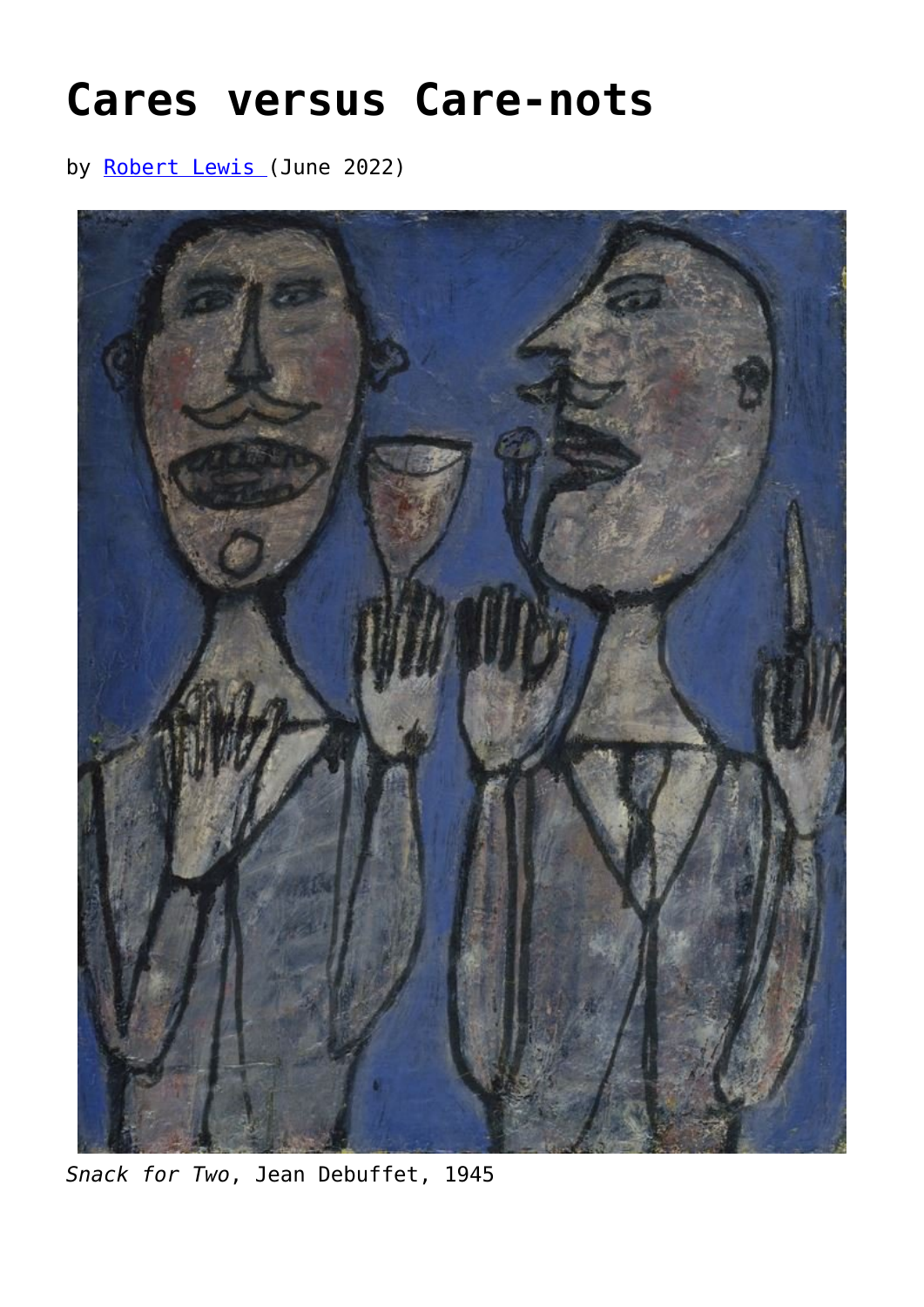# Cares versus Care-nots

by [Robert Lewis ](#)(June 2022)

*Snack for Two*, Jean Debuffet, 1945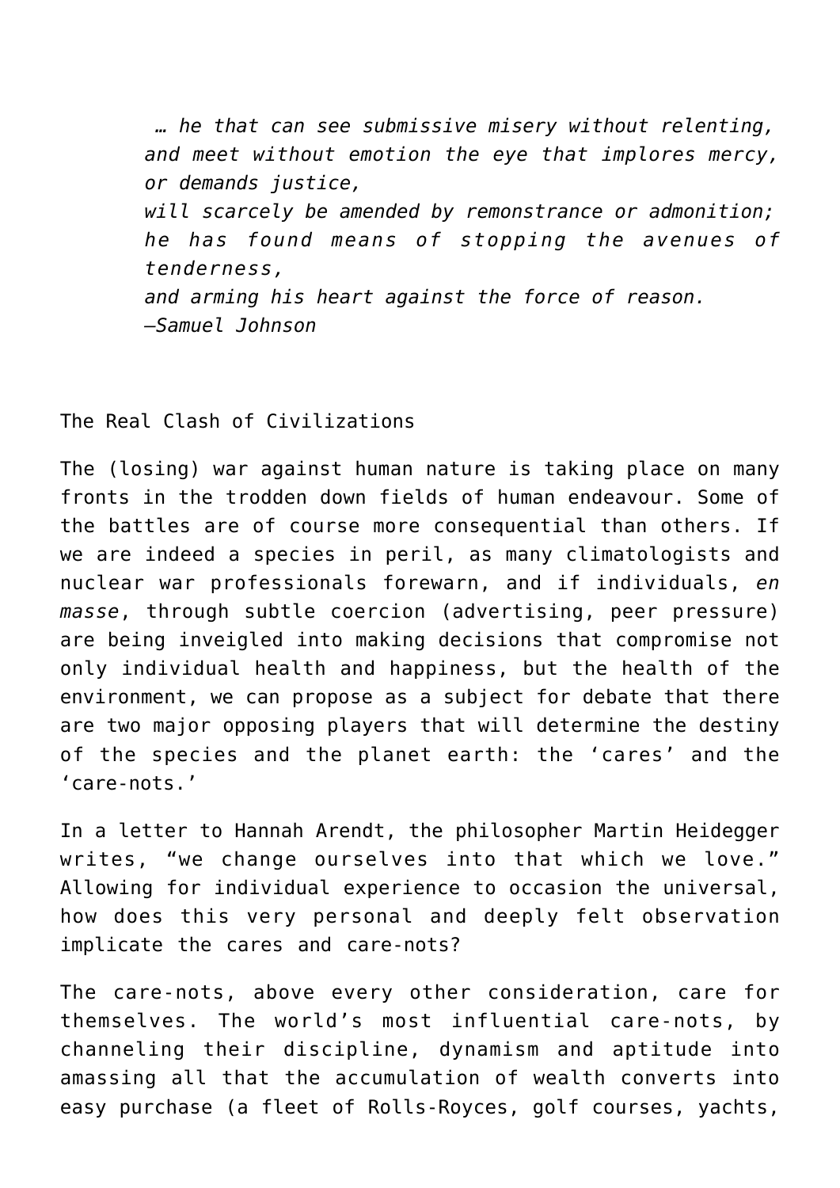*… he that can see submissive misery without relenting,*
*and meet without emotion the eye that implores mercy, or demands justice,*
*will scarcely be amended by remonstrance or admonition;*
*he has found means of stopping the avenues of tenderness,*
*and arming his heart against the force of reason.*
*—Samuel Johnson*

## The Real Clash of Civilizations

The (losing) war against human nature is taking place on many fronts in the trodden down fields of human endeavour. Some of the battles are of course more consequential than others. If we are indeed a species in peril, as many climatologists and nuclear war professionals forewarn, and if individuals, *en masse*, through subtle coercion (advertising, peer pressure) are being inveigled into making decisions that compromise not only individual health and happiness, but the health of the environment, we can propose as a subject for debate that there are two major opposing players that will determine the destiny of the species and the planet earth: the 'cares' and the 'care-nots.'

In a letter to Hannah Arendt, the philosopher Martin Heidegger writes, "we change ourselves into that which we love." Allowing for individual experience to occasion the universal, how does this very personal and deeply felt observation implicate the cares and care-nots?

The care-nots, above every other consideration, care for themselves. The world's most influential care-nots, by channeling their discipline, dynamism and aptitude into amassing all that the accumulation of wealth converts into easy purchase (a fleet of Rolls-Royces, golf courses, yachts,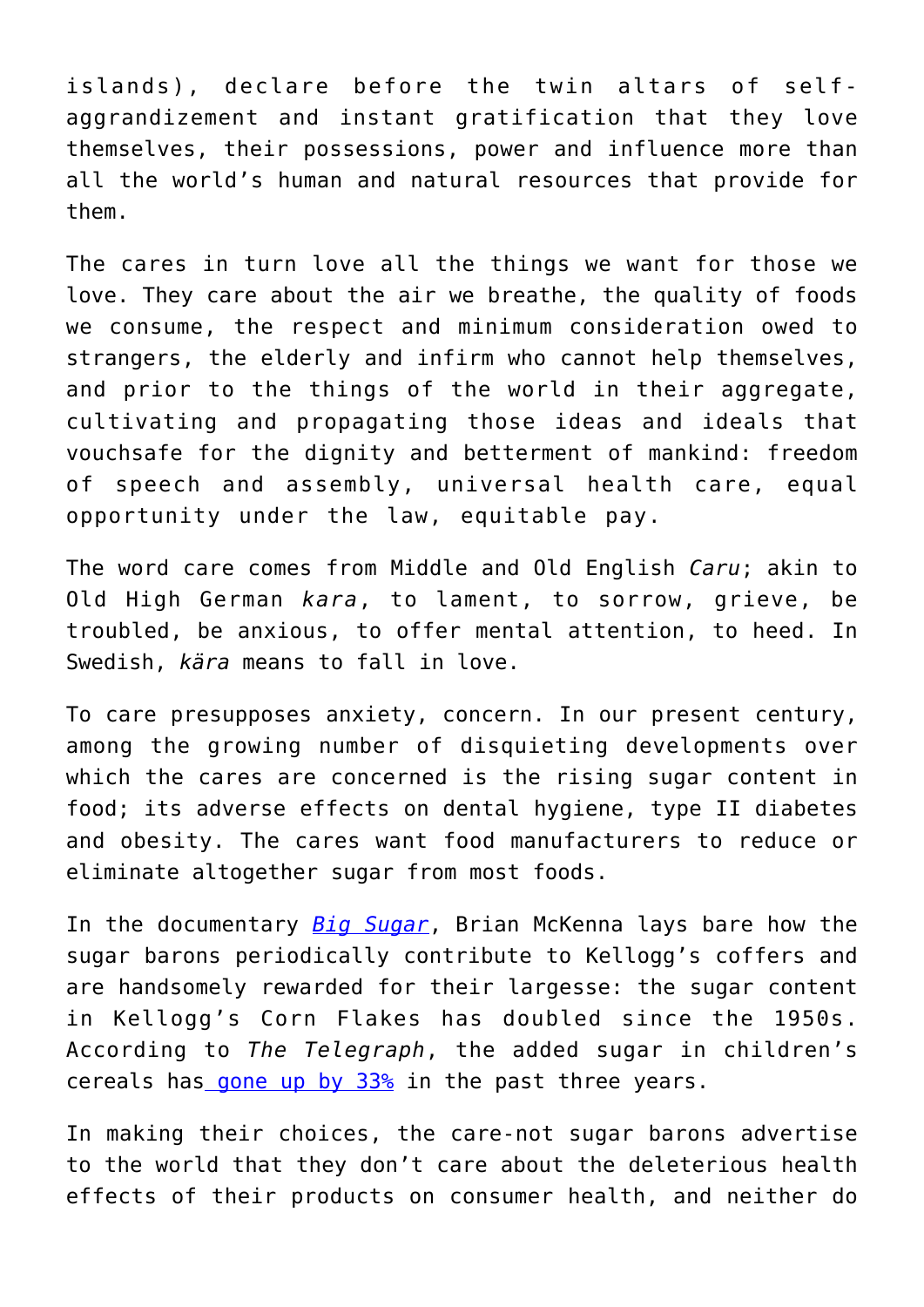islands), declare before the twin altars of self-aggrandizement and instant gratification that they love themselves, their possessions, power and influence more than all the world's human and natural resources that provide for them.

The cares in turn love all the things we want for those we love. They care about the air we breathe, the quality of foods we consume, the respect and minimum consideration owed to strangers, the elderly and infirm who cannot help themselves, and prior to the things of the world in their aggregate, cultivating and propagating those ideas and ideals that vouchsafe for the dignity and betterment of mankind: freedom of speech and assembly, universal health care, equal opportunity under the law, equitable pay.

The word care comes from Middle and Old English *Caru*; akin to Old High German *kara*, to lament, to sorrow, grieve, be troubled, be anxious, to offer mental attention, to heed. In Swedish, *kära* means to fall in love.

To care presupposes anxiety, concern. In our present century, among the growing number of disquieting developments over which the cares are concerned is the rising sugar content in food; its adverse effects on dental hygiene, type II diabetes and obesity. The cares want food manufacturers to reduce or eliminate altogether sugar from most foods.

In the documentary *Big Sugar*, Brian McKenna lays bare how the sugar barons periodically contribute to Kellogg's coffers and are handsomely rewarded for their largesse: the sugar content in Kellogg's Corn Flakes has doubled since the 1950s. According to *The Telegraph*, the added sugar in children's cereals has gone up by 33% in the past three years.

In making their choices, the care-not sugar barons advertise to the world that they don't care about the deleterious health effects of their products on consumer health, and neither do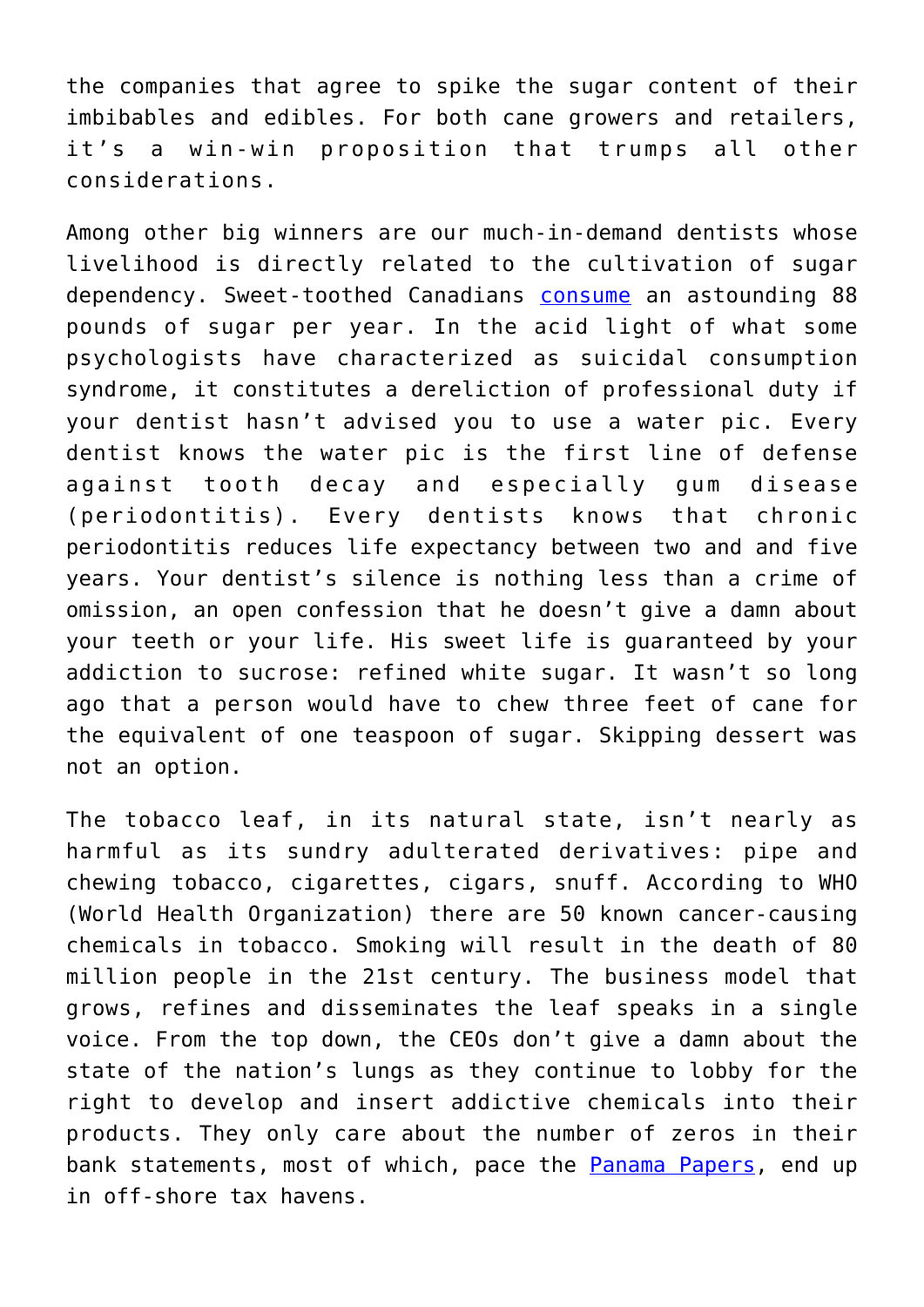the companies that agree to spike the sugar content of their imbibables and edibles. For both cane growers and retailers, it's a win-win proposition that trumps all other considerations.

Among other big winners are our much-in-demand dentists whose livelihood is directly related to the cultivation of sugar dependency. Sweet-toothed Canadians consume an astounding 88 pounds of sugar per year. In the acid light of what some psychologists have characterized as suicidal consumption syndrome, it constitutes a dereliction of professional duty if your dentist hasn't advised you to use a water pic. Every dentist knows the water pic is the first line of defense against tooth decay and especially gum disease (periodontitis). Every dentists knows that chronic periodontitis reduces life expectancy between two and and five years. Your dentist's silence is nothing less than a crime of omission, an open confession that he doesn't give a damn about your teeth or your life. His sweet life is guaranteed by your addiction to sucrose: refined white sugar. It wasn't so long ago that a person would have to chew three feet of cane for the equivalent of one teaspoon of sugar. Skipping dessert was not an option.

The tobacco leaf, in its natural state, isn't nearly as harmful as its sundry adulterated derivatives: pipe and chewing tobacco, cigarettes, cigars, snuff. According to WHO (World Health Organization) there are 50 known cancer-causing chemicals in tobacco. Smoking will result in the death of 80 million people in the 21st century. The business model that grows, refines and disseminates the leaf speaks in a single voice. From the top down, the CEOs don't give a damn about the state of the nation's lungs as they continue to lobby for the right to develop and insert addictive chemicals into their products. They only care about the number of zeros in their bank statements, most of which, pace the Panama Papers, end up in off-shore tax havens.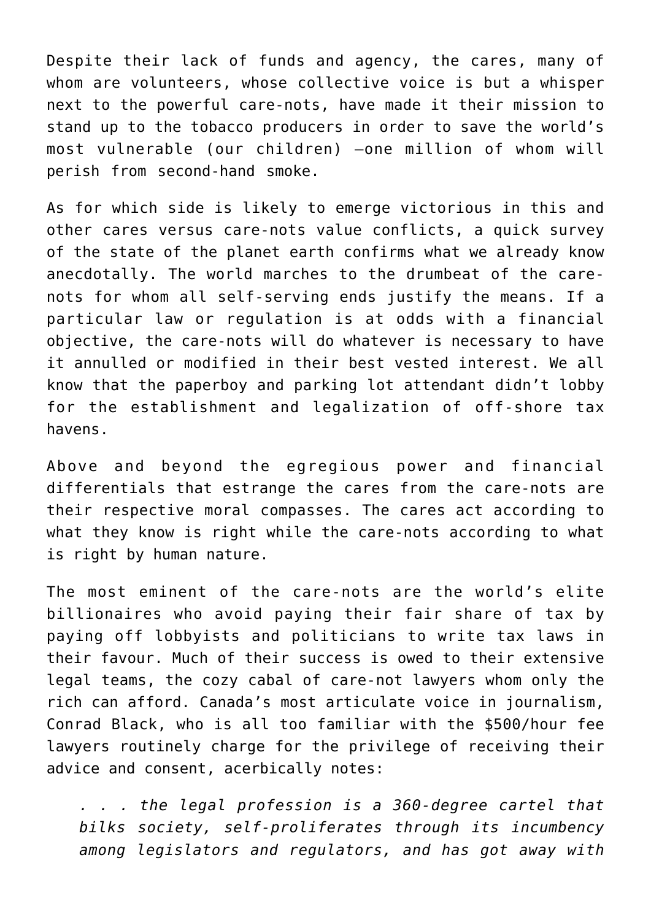Despite their lack of funds and agency, the cares, many of whom are volunteers, whose collective voice is but a whisper next to the powerful care-nots, have made it their mission to stand up to the tobacco producers in order to save the world's most vulnerable (our children) —one million of whom will perish from second-hand smoke.

As for which side is likely to emerge victorious in this and other cares versus care-nots value conflicts, a quick survey of the state of the planet earth confirms what we already know anecdotally. The world marches to the drumbeat of the care-nots for whom all self-serving ends justify the means. If a particular law or regulation is at odds with a financial objective, the care-nots will do whatever is necessary to have it annulled or modified in their best vested interest. We all know that the paperboy and parking lot attendant didn't lobby for the establishment and legalization of off-shore tax havens.

Above and beyond the egregious power and financial differentials that estrange the cares from the care-nots are their respective moral compasses. The cares act according to what they know is right while the care-nots according to what is right by human nature.

The most eminent of the care-nots are the world's elite billionaires who avoid paying their fair share of tax by paying off lobbyists and politicians to write tax laws in their favour. Much of their success is owed to their extensive legal teams, the cozy cabal of care-not lawyers whom only the rich can afford. Canada's most articulate voice in journalism, Conrad Black, who is all too familiar with the $500/hour fee lawyers routinely charge for the privilege of receiving their advice and consent, acerbically notes:

> *. . . the legal profession is a 360-degree cartel that bilks society, self-proliferates through its incumbency among legislators and regulators, and has got away with*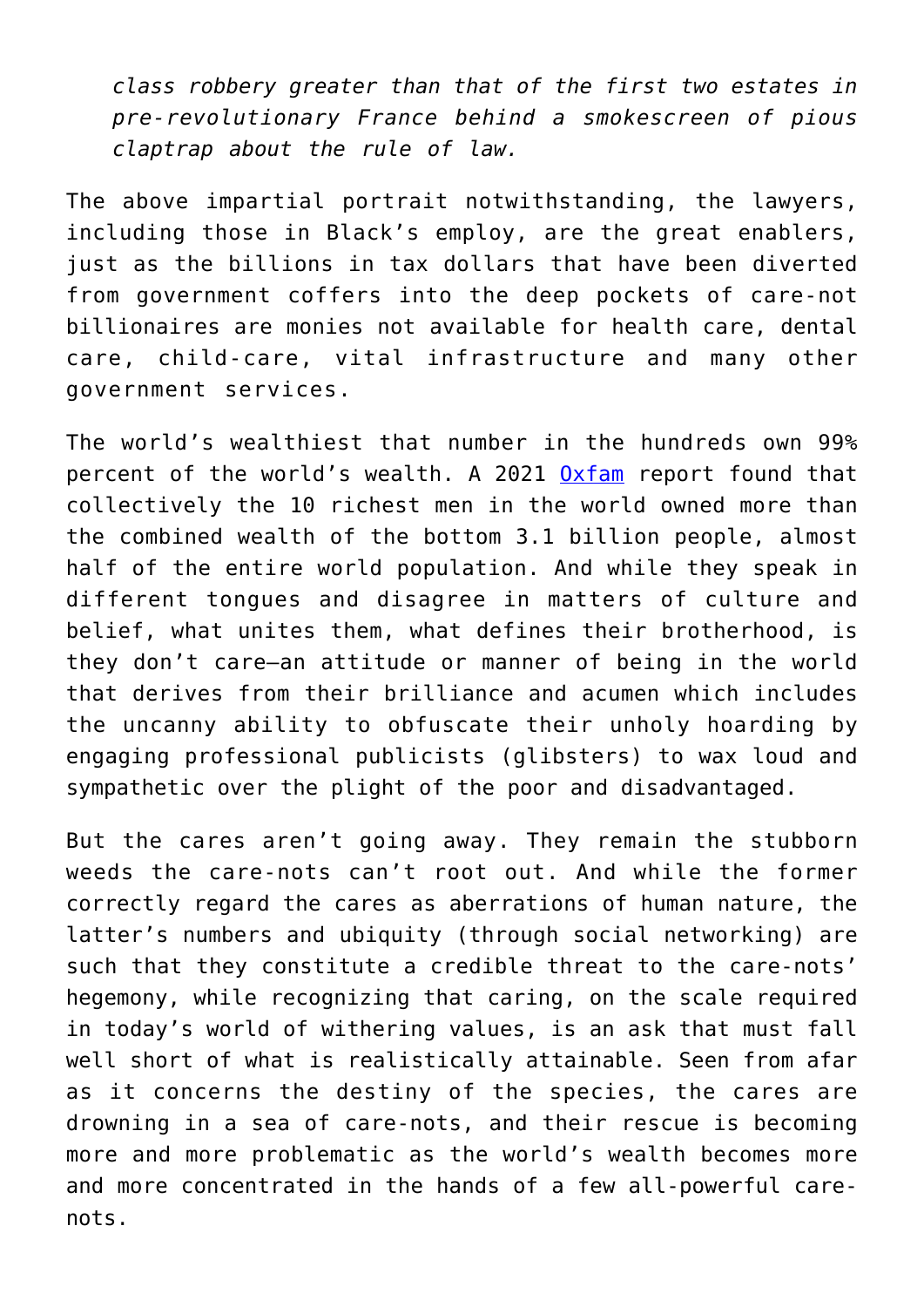> *class robbery greater than that of the first two estates in pre-revolutionary France behind a smokescreen of pious claptrap about the rule of law.*

The above impartial portrait notwithstanding, the lawyers, including those in Black's employ, are the great enablers, just as the billions in tax dollars that have been diverted from government coffers into the deep pockets of care-not billionaires are monies not available for health care, dental care, child-care, vital infrastructure and many other government services.

The world's wealthiest that number in the hundreds own 99% percent of the world's wealth. A 2021 Oxfam report found that collectively the 10 richest men in the world owned more than the combined wealth of the bottom 3.1 billion people, almost half of the entire world population. And while they speak in different tongues and disagree in matters of culture and belief, what unites them, what defines their brotherhood, is they don't care—an attitude or manner of being in the world that derives from their brilliance and acumen which includes the uncanny ability to obfuscate their unholy hoarding by engaging professional publicists (glibsters) to wax loud and sympathetic over the plight of the poor and disadvantaged.

But the cares aren't going away. They remain the stubborn weeds the care-nots can't root out. And while the former correctly regard the cares as aberrations of human nature, the latter's numbers and ubiquity (through social networking) are such that they constitute a credible threat to the care-nots' hegemony, while recognizing that caring, on the scale required in today's world of withering values, is an ask that must fall well short of what is realistically attainable. Seen from afar as it concerns the destiny of the species, the cares are drowning in a sea of care-nots, and their rescue is becoming more and more problematic as the world's wealth becomes more and more concentrated in the hands of a few all-powerful care-nots.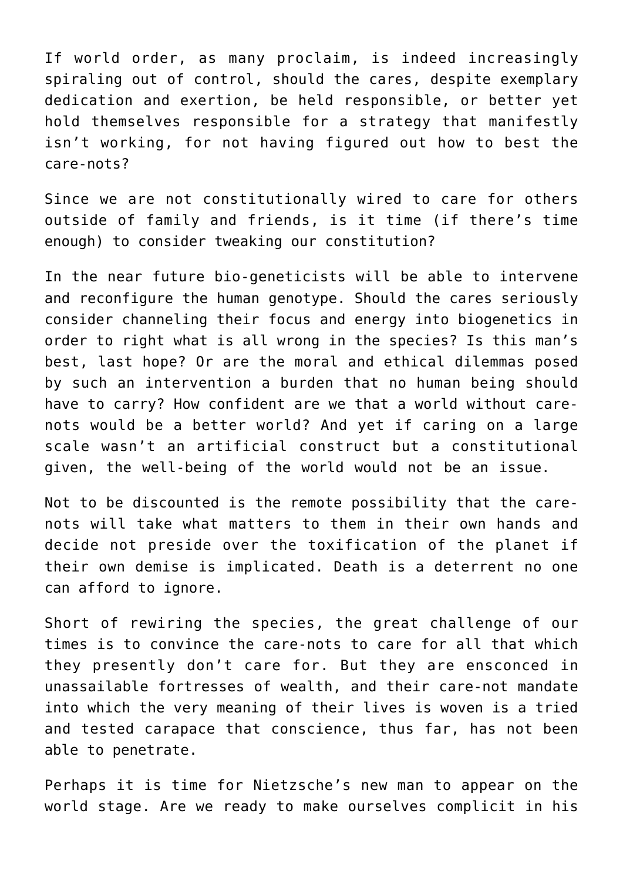If world order, as many proclaim, is indeed increasingly spiraling out of control, should the cares, despite exemplary dedication and exertion, be held responsible, or better yet hold themselves responsible for a strategy that manifestly isn't working, for not having figured out how to best the care-nots?

Since we are not constitutionally wired to care for others outside of family and friends, is it time (if there's time enough) to consider tweaking our constitution?

In the near future bio-geneticists will be able to intervene and reconfigure the human genotype. Should the cares seriously consider channeling their focus and energy into biogenetics in order to right what is all wrong in the species? Is this man's best, last hope? Or are the moral and ethical dilemmas posed by such an intervention a burden that no human being should have to carry? How confident are we that a world without care-nots would be a better world? And yet if caring on a large scale wasn't an artificial construct but a constitutional given, the well-being of the world would not be an issue.

Not to be discounted is the remote possibility that the care-nots will take what matters to them in their own hands and decide not preside over the toxification of the planet if their own demise is implicated. Death is a deterrent no one can afford to ignore.

Short of rewiring the species, the great challenge of our times is to convince the care-nots to care for all that which they presently don't care for. But they are ensconced in unassailable fortresses of wealth, and their care-not mandate into which the very meaning of their lives is woven is a tried and tested carapace that conscience, thus far, has not been able to penetrate.

Perhaps it is time for Nietzsche's new man to appear on the world stage. Are we ready to make ourselves complicit in his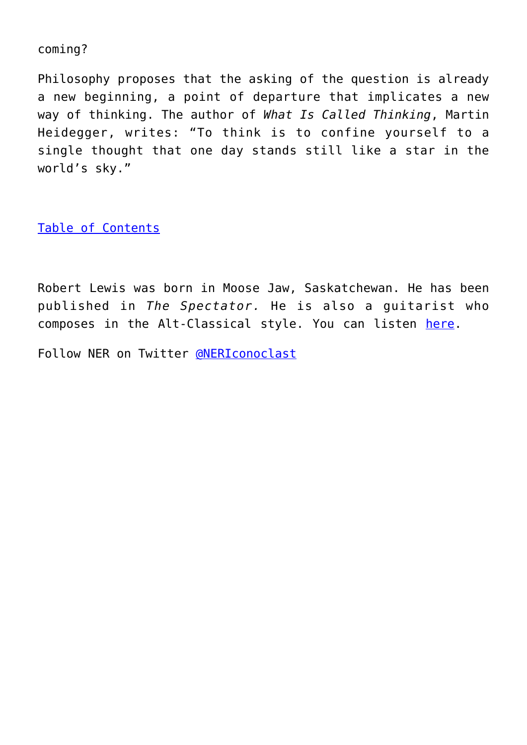coming?

Philosophy proposes that the asking of the question is already a new beginning, a point of departure that implicates a new way of thinking. The author of *What Is Called Thinking*, Martin Heidegger, writes: “To think is to confine yourself to a single thought that one day stands still like a star in the world’s sky.”

Table of Contents

Robert Lewis was born in Moose Jaw, Saskatchewan. He has been published in *The Spectator.* He is also a guitarist who composes in the Alt-Classical style. You can listen here.

Follow NER on Twitter @NERIconoclast